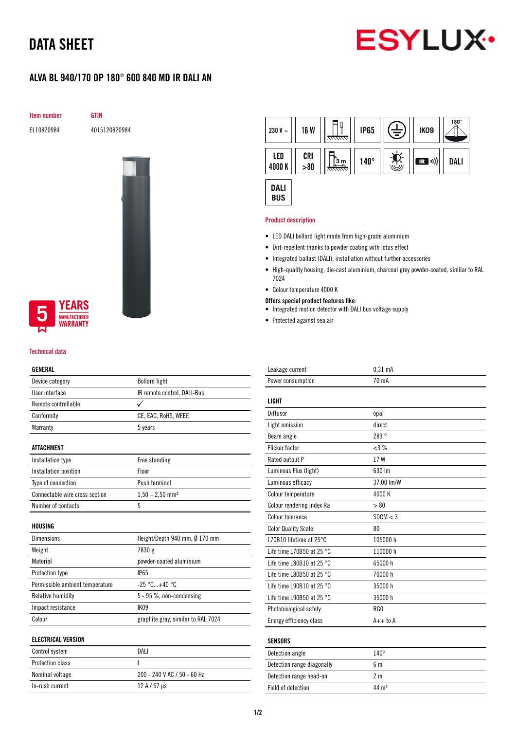# DATA SHEET

## ALVA BL 940/170 OP 180° 600 840 MD IR DALI AN

| Item number | GTIN |
|---|---|
| EL10820984 | 4015120820984 |

5 YEARS MANUFACTURER WARRANTY

230 V ~ | 16 W | IP65 | IK09 | 180° | LED 4000 K | CRI >80 | 3 m | 140° | IR | DALI | DALI BUS

### Product description

- LED DALI bollard light made from high-grade aluminium
- Dirt-repellent thanks to powder coating with lotus effect
- Integrated ballast (DALI), installation without further accessories
- High-quality housing, die-cast aluminium, charcoal grey powder-coated, similar to RAL 7024
- Colour temperature 4000 K

**Offers special product features like:**

- Integrated motion detector with DALI bus voltage supply
- Protected against sea air

### Technical data

| GENERAL | |
|---|---|
| Device category | Bollard light |
| User interface | IR remote control, DALI-Bus |
| Remote controllable | ✓ |
| Conformity | CE, EAC, RoHS, WEEE |
| Warranty | 5 years |

| ATTACHMENT | |
|---|---|
| Installation type | Free standing |
| Installation position | Floor |
| Type of connection | Push terminal |
| Connectable wire cross section | 1,50 – 2,50 mm² |
| Number of contacts | 5 |

| HOUSING | |
|---|---|
| Dimensions | Height/Depth 940 mm, Ø 170 mm |
| Weight | 7830 g |
| Material | powder-coated aluminium |
| Protection type | IP65 |
| Permissible ambient temperature | -25 °C...+40 °C |
| Relative humidity | 5 - 95 %, non-condensing |
| Impact resistance | IK09 |
| Colour | graphite gray, similar to RAL 7024 |

| ELECTRICAL VERSION | |
|---|---|
| Control system | DALI |
| Protection class | I |
| Nominal voltage | 200 - 240 V AC / 50 - 60 Hz |
| In-rush current | 12 A / 57 µs |
| Leakage current | 0,31 mA |
| Power consumption | 70 mA |

| LIGHT | |
|---|---|
| Diffusor | opal |
| Light emission | direct |
| Beam angle | 283 ° |
| Flicker factor | <3 % |
| Rated output P | 17 W |
| Luminous Flux (light) | 630 lm |
| Luminous efficacy | 37,00 lm/W |
| Colour temperature | 4000 K |
| Colour rendering index Ra | > 80 |
| Colour tolerance | SDCM < 3 |
| Color Quality Scale | 80 |
| L70B10 lifetime at 25°C | 105000 h |
| Life time L70B50 at 25 °C | 110000 h |
| Life time L80B10 at 25 °C | 65000 h |
| Life time L80B50 at 25 °C | 70000 h |
| Life time L90B10 at 25 °C | 35000 h |
| Life time L90B50 at 25 °C | 35000 h |
| Photobiological safety | RG0 |
| Energy efficiency class | A++ to A |

| SENSORS | |
|---|---|
| Detection angle | 140° |
| Detection range diagonally | 6 m |
| Detection range head-on | 2 m |
| Field of detection | 44 m² |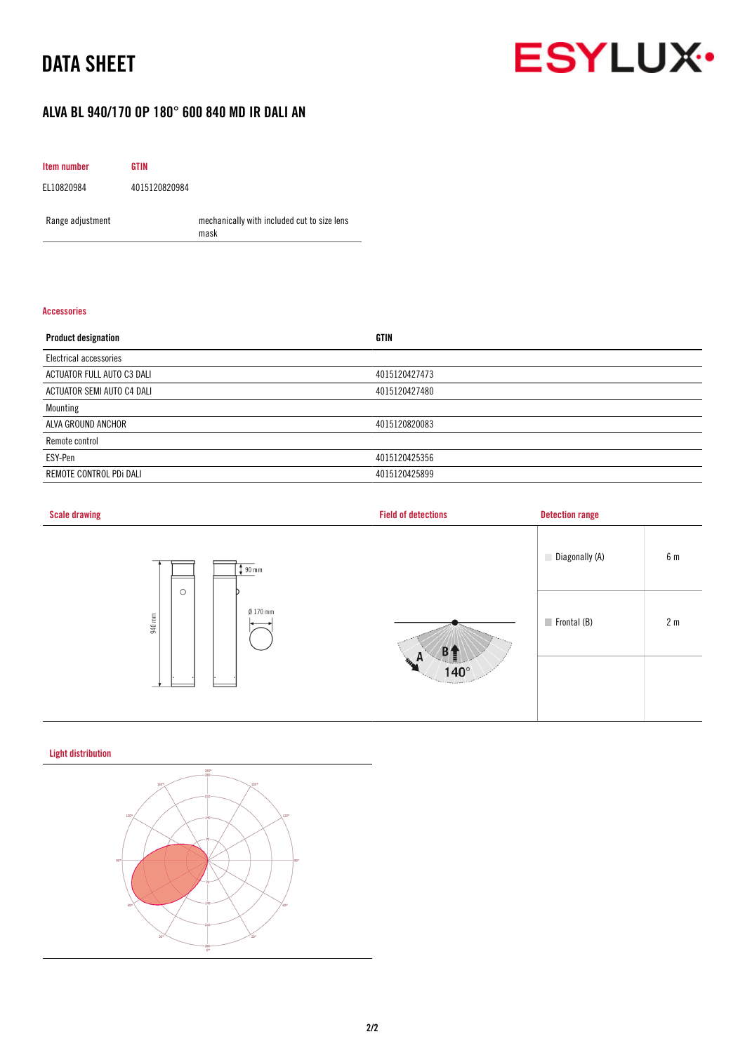# DATA SHEET

## ALVA BL 940/170 OP 180° 600 840 MD IR DALI AN

| Item number | GTIN |
| --- | --- |
| EL10820984 | 4015120820984 |

| | |
| --- | --- |
| Range adjustment | mechanically with included cut to size lens mask |

### Accessories

| Product designation | GTIN |
| --- | --- |
| Electrical accessories | |
| ACTUATOR FULL AUTO C3 DALI | 4015120427473 |
| ACTUATOR SEMI AUTO C4 DALI | 4015120427480 |
| Mounting | |
| ALVA GROUND ANCHOR | 4015120820083 |
| Remote control | |
| ESY-Pen | 4015120425356 |
| REMOTE CONTROL PDi DALI | 4015120425899 |

### Scale drawing

940 mm
90 mm
Ø 170 mm

### Field of detections

A
B
140°

### Detection range

| | |
| --- | --- |
| Diagonally (A) | 6 m |
| Frontal (B) | 2 m |

### Light distribution